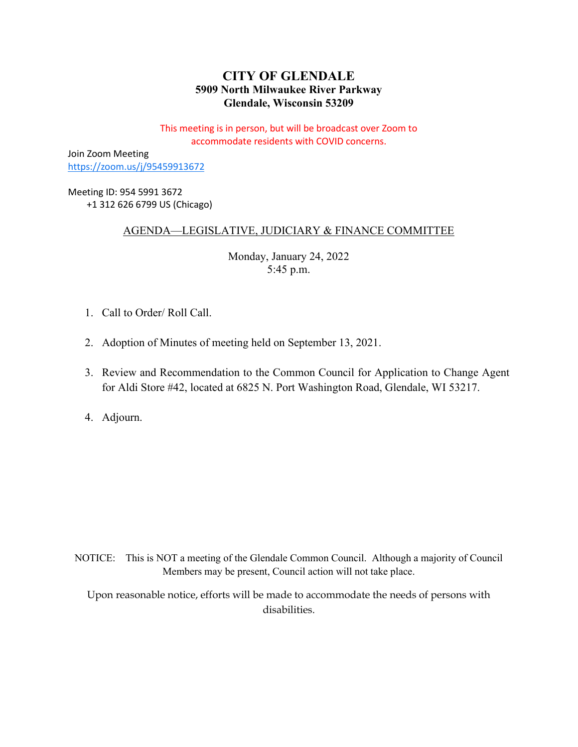# CITY OF GLENDALE

**5909 North Milwaukee River Parkway**
**Glendale, Wisconsin 53209**

This meeting is in person, but will be broadcast over Zoom to accommodate residents with COVID concerns.

Join Zoom Meeting
https://zoom.us/j/95459913672

Meeting ID: 954 5991 3672
+1 312 626 6799 US (Chicago)

## AGENDA—LEGISLATIVE, JUDICIARY & FINANCE COMMITTEE

Monday, January 24, 2022
5:45 p.m.

1. Call to Order/ Roll Call.

2. Adoption of Minutes of meeting held on September 13, 2021.

3. Review and Recommendation to the Common Council for Application to Change Agent for Aldi Store #42, located at 6825 N. Port Washington Road, Glendale, WI 53217.

4. Adjourn.

NOTICE: This is NOT a meeting of the Glendale Common Council. Although a majority of Council Members may be present, Council action will not take place.

Upon reasonable notice, efforts will be made to accommodate the needs of persons with disabilities.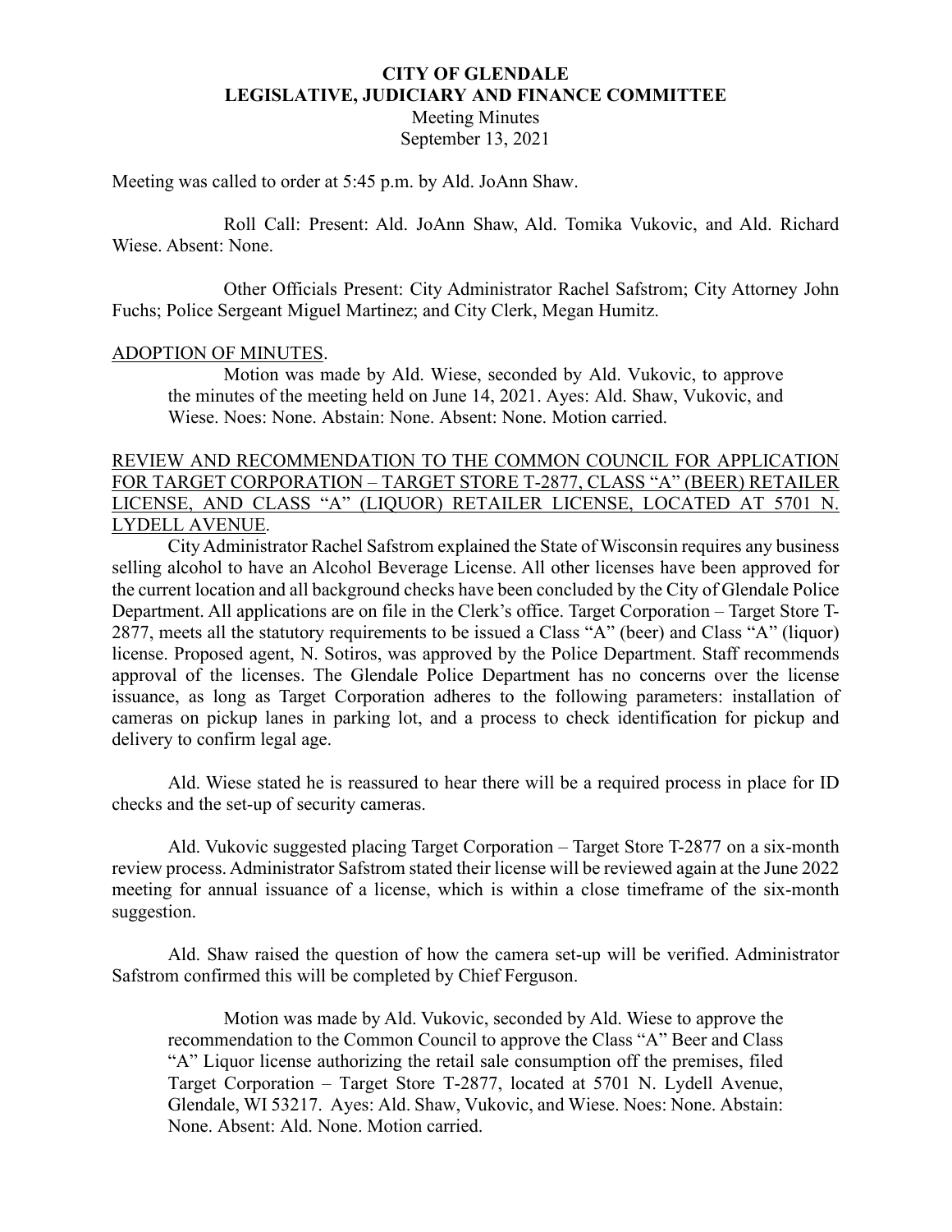**CITY OF GLENDALE**
**LEGISLATIVE, JUDICIARY AND FINANCE COMMITTEE**
Meeting Minutes
September 13, 2021

Meeting was called to order at 5:45 p.m. by Ald. JoAnn Shaw.

Roll Call: Present: Ald. JoAnn Shaw, Ald. Tomika Vukovic, and Ald. Richard Wiese. Absent: None.

Other Officials Present: City Administrator Rachel Safstrom; City Attorney John Fuchs; Police Sergeant Miguel Martinez; and City Clerk, Megan Humitz.

ADOPTION OF MINUTES.

> Motion was made by Ald. Wiese, seconded by Ald. Vukovic, to approve the minutes of the meeting held on June 14, 2021. Ayes: Ald. Shaw, Vukovic, and Wiese. Noes: None. Abstain: None. Absent: None. Motion carried.

REVIEW AND RECOMMENDATION TO THE COMMON COUNCIL FOR APPLICATION FOR TARGET CORPORATION – TARGET STORE T-2877, CLASS "A" (BEER) RETAILER LICENSE, AND CLASS "A" (LIQUOR) RETAILER LICENSE, LOCATED AT 5701 N. LYDELL AVENUE.

City Administrator Rachel Safstrom explained the State of Wisconsin requires any business selling alcohol to have an Alcohol Beverage License. All other licenses have been approved for the current location and all background checks have been concluded by the City of Glendale Police Department. All applications are on file in the Clerk's office. Target Corporation – Target Store T-2877, meets all the statutory requirements to be issued a Class "A" (beer) and Class "A" (liquor) license. Proposed agent, N. Sotiros, was approved by the Police Department. Staff recommends approval of the licenses. The Glendale Police Department has no concerns over the license issuance, as long as Target Corporation adheres to the following parameters: installation of cameras on pickup lanes in parking lot, and a process to check identification for pickup and delivery to confirm legal age.

Ald. Wiese stated he is reassured to hear there will be a required process in place for ID checks and the set-up of security cameras.

Ald. Vukovic suggested placing Target Corporation – Target Store T-2877 on a six-month review process. Administrator Safstrom stated their license will be reviewed again at the June 2022 meeting for annual issuance of a license, which is within a close timeframe of the six-month suggestion.

Ald. Shaw raised the question of how the camera set-up will be verified. Administrator Safstrom confirmed this will be completed by Chief Ferguson.

> Motion was made by Ald. Vukovic, seconded by Ald. Wiese to approve the recommendation to the Common Council to approve the Class "A" Beer and Class "A" Liquor license authorizing the retail sale consumption off the premises, filed Target Corporation – Target Store T-2877, located at 5701 N. Lydell Avenue, Glendale, WI 53217. Ayes: Ald. Shaw, Vukovic, and Wiese. Noes: None. Abstain: None. Absent: Ald. None. Motion carried.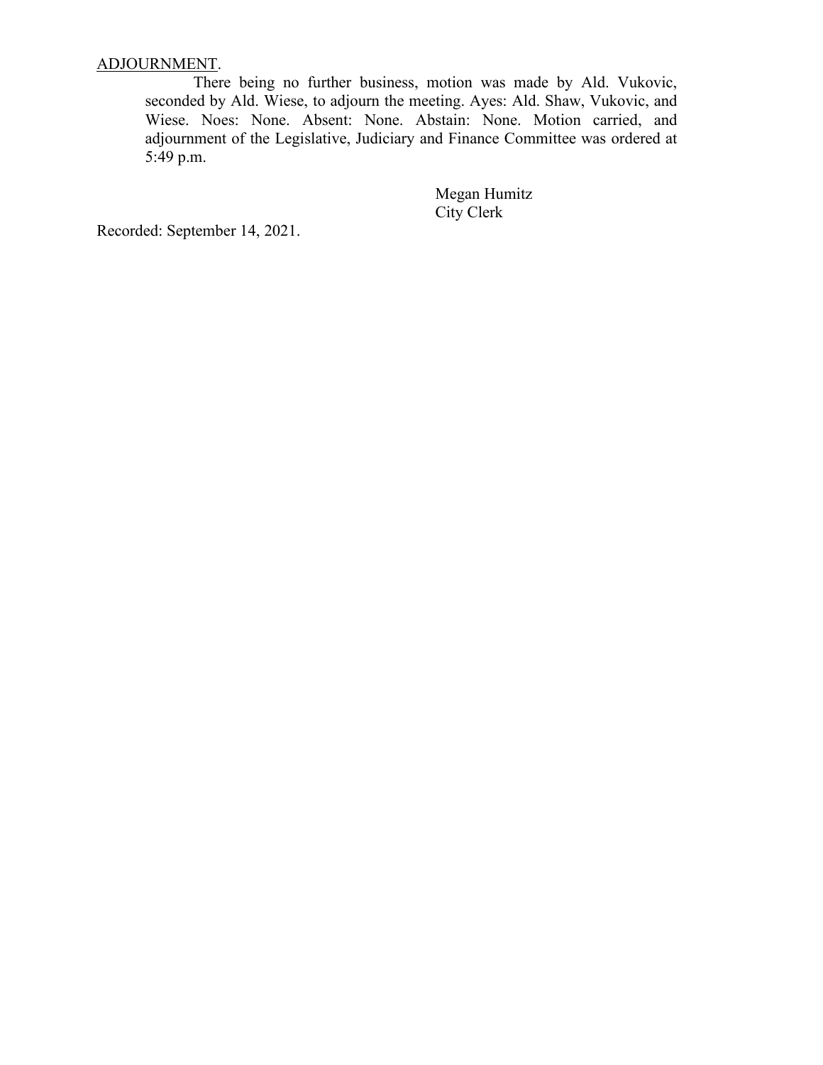<u>ADJOURNMENT</u>.

There being no further business, motion was made by Ald. Vukovic, seconded by Ald. Wiese, to adjourn the meeting. Ayes: Ald. Shaw, Vukovic, and Wiese. Noes: None. Absent: None. Abstain: None. Motion carried, and adjournment of the Legislative, Judiciary and Finance Committee was ordered at 5:49 p.m.

Megan Humitz
City Clerk

Recorded: September 14, 2021.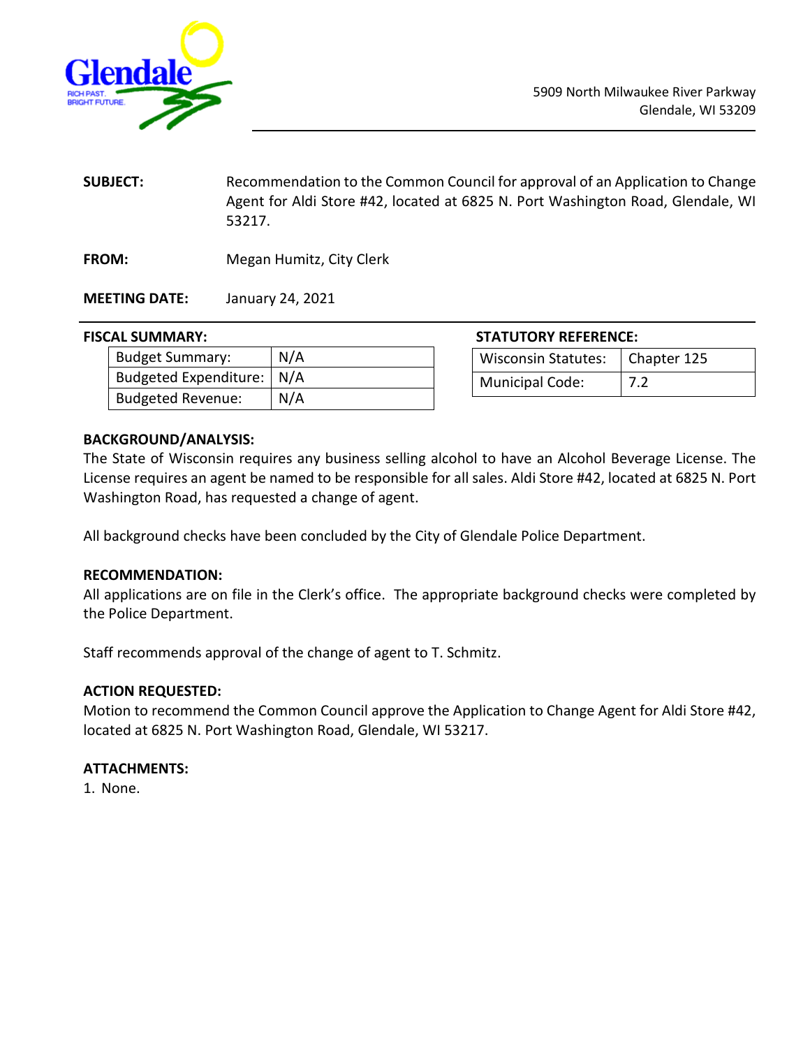Glendale

RICH PAST. BRIGHT FUTURE.

5909 North Milwaukee River Parkway
Glendale, WI 53209

**SUBJECT:** Recommendation to the Common Council for approval of an Application to Change Agent for Aldi Store #42, located at 6825 N. Port Washington Road, Glendale, WI 53217.

**FROM:** Megan Humitz, City Clerk

**MEETING DATE:** January 24, 2021

**FISCAL SUMMARY:**

| | |
|---|---|
| Budget Summary: | N/A |
| Budgeted Expenditure: | N/A |
| Budgeted Revenue: | N/A |

**STATUTORY REFERENCE:**

| | |
|---|---|
| Wisconsin Statutes: | Chapter 125 |
| Municipal Code: | 7.2 |

**BACKGROUND/ANALYSIS:**

The State of Wisconsin requires any business selling alcohol to have an Alcohol Beverage License. The License requires an agent be named to be responsible for all sales. Aldi Store #42, located at 6825 N. Port Washington Road, has requested a change of agent.

All background checks have been concluded by the City of Glendale Police Department.

**RECOMMENDATION:**

All applications are on file in the Clerk's office. The appropriate background checks were completed by the Police Department.

Staff recommends approval of the change of agent to T. Schmitz.

**ACTION REQUESTED:**

Motion to recommend the Common Council approve the Application to Change Agent for Aldi Store #42, located at 6825 N. Port Washington Road, Glendale, WI 53217.

**ATTACHMENTS:**

1. None.